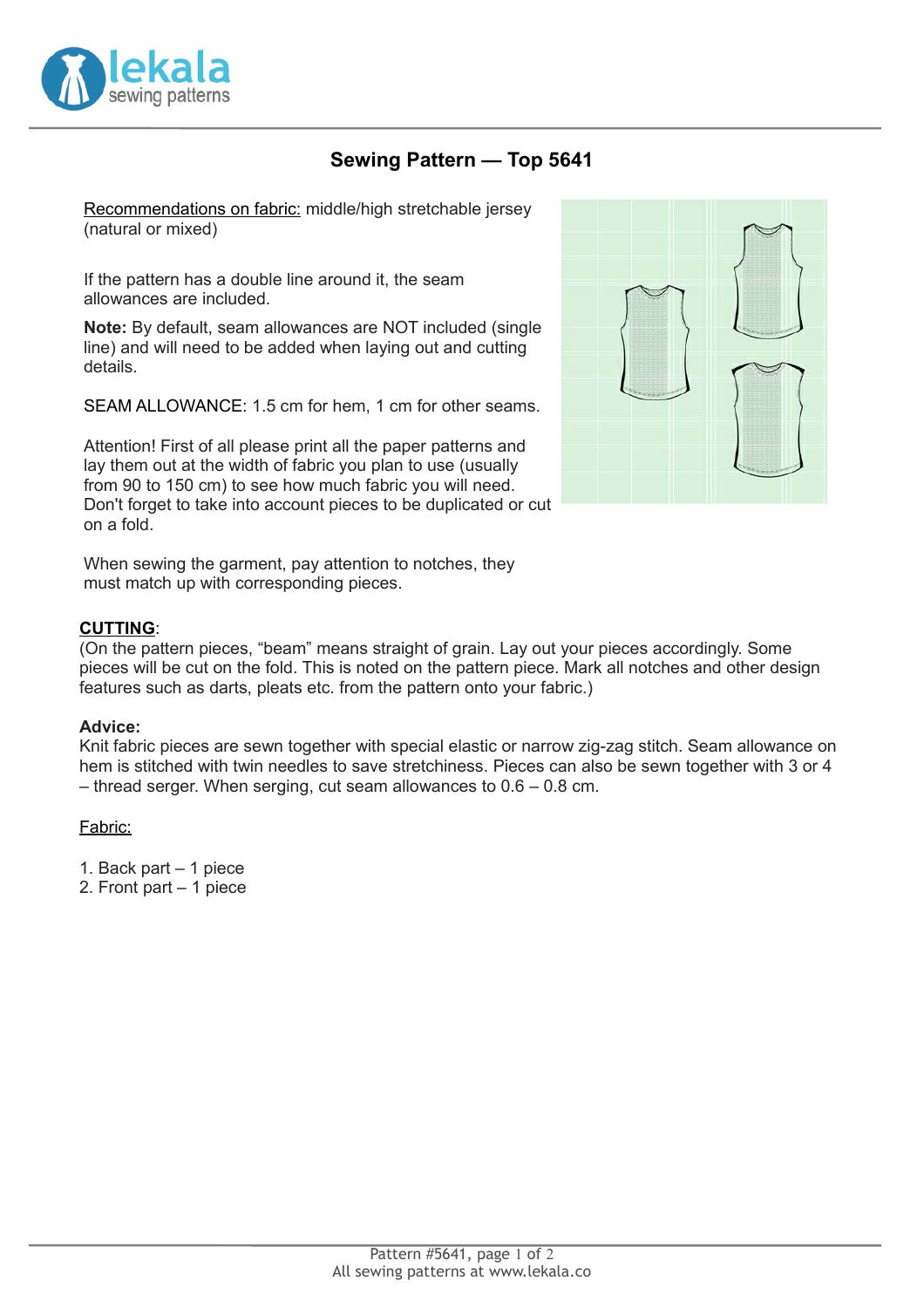# Sewing Pattern — Top 5641

Recommendations on fabric: middle/high stretchable jersey (natural or mixed)

If the pattern has a double line around it, the seam allowances are included.

**Note:** By default, seam allowances are NOT included (single line) and will need to be added when laying out and cutting details.

SEAM ALLOWANCE: 1.5 cm for hem, 1 cm for other seams.

Attention! First of all please print all the paper patterns and lay them out at the width of fabric you plan to use (usually from 90 to 150 cm) to see how much fabric you will need. Don't forget to take into account pieces to be duplicated or cut on a fold.

When sewing the garment, pay attention to notches, they must match up with corresponding pieces.

**CUTTING**:

(On the pattern pieces, "beam" means straight of grain. Lay out your pieces accordingly. Some pieces will be cut on the fold. This is noted on the pattern piece. Mark all notches and other design features such as darts, pleats etc. from the pattern onto your fabric.)

**Advice:**

Knit fabric pieces are sewn together with special elastic or narrow zig-zag stitch. Seam allowance on hem is stitched with twin needles to save stretchiness. Pieces can also be sewn together with 3 or 4 – thread serger. When serging, cut seam allowances to 0.6 – 0.8 cm.

Fabric:

1. Back part – 1 piece
2. Front part – 1 piece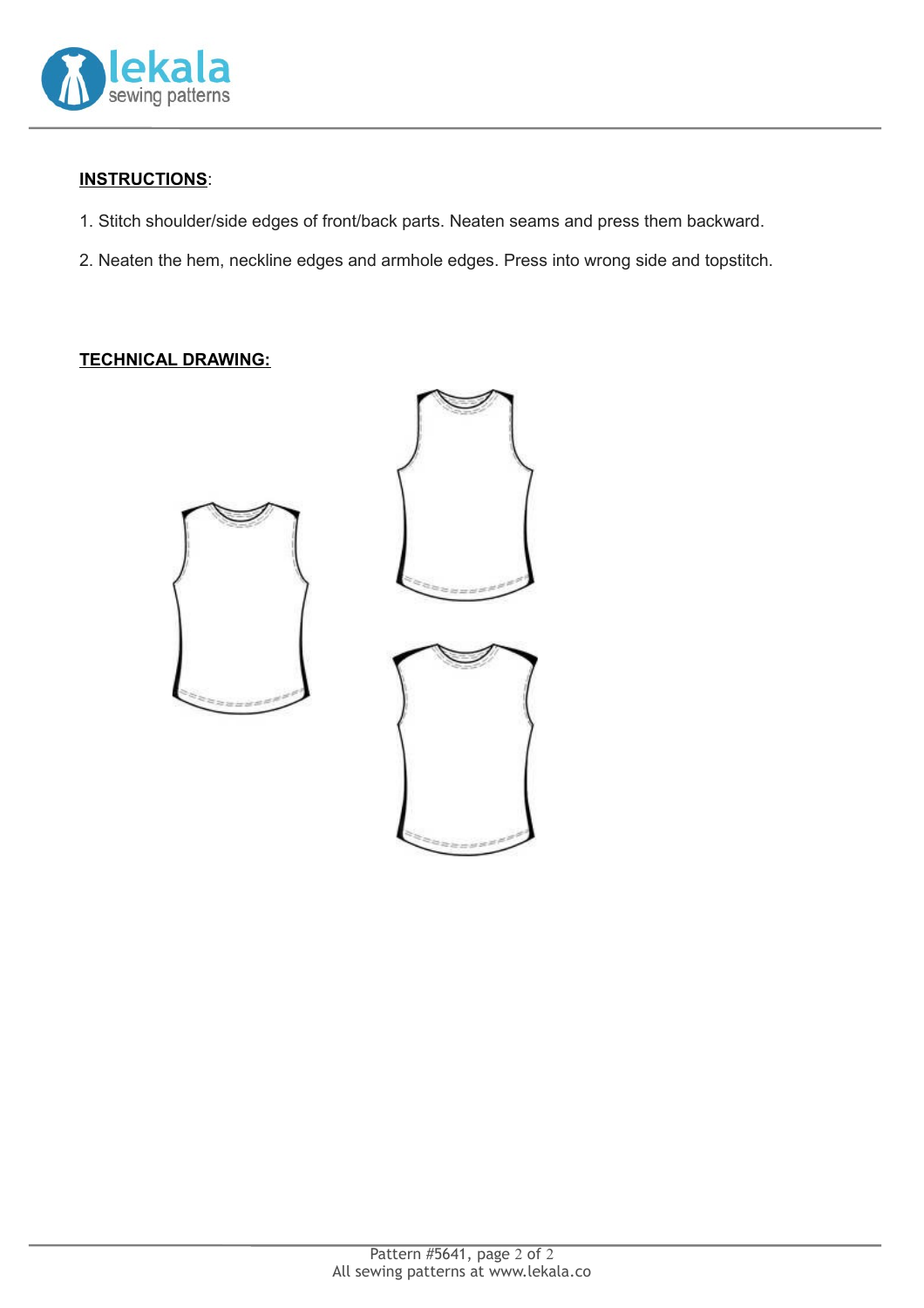**INSTRUCTIONS**:

1. Stitch shoulder/side edges of front/back parts. Neaten seams and press them backward.

2. Neaten the hem, neckline edges and armhole edges. Press into wrong side and topstitch.

**TECHNICAL DRAWING:**